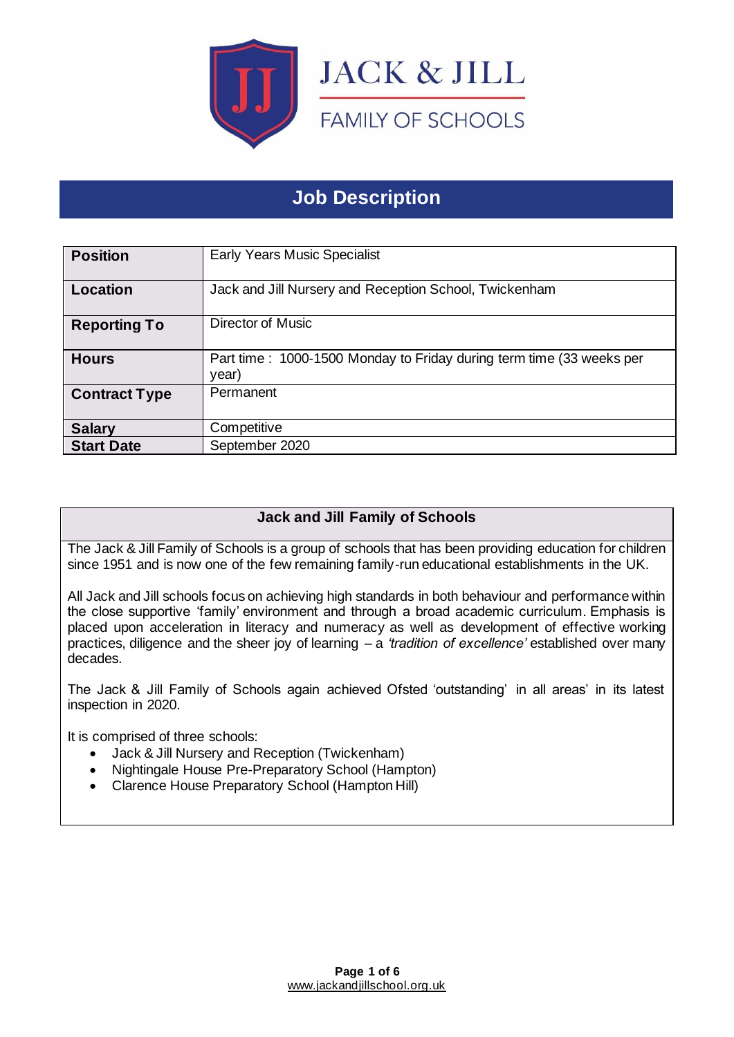JACK & JILL

FAMILY OF SCHOOLS

# Job Description

| Position | Early Years Music Specialist |
|---|---|
| Location | Jack and Jill Nursery and Reception School, Twickenham |
| Reporting To | Director of Music |
| Hours | Part time : 1000-1500 Monday to Friday during term time (33 weeks per year) |
| Contract Type | Permanent |
| Salary | Competitive |
| Start Date | September 2020 |

## Jack and Jill Family of Schools

The Jack & Jill Family of Schools is a group of schools that has been providing education for children since 1951 and is now one of the few remaining family-run educational establishments in the UK.

All Jack and Jill schools focus on achieving high standards in both behaviour and performance within the close supportive 'family' environment and through a broad academic curriculum. Emphasis is placed upon acceleration in literacy and numeracy as well as development of effective working practices, diligence and the sheer joy of learning – a *'tradition of excellence'* established over many decades.

The Jack & Jill Family of Schools again achieved Ofsted 'outstanding' in all areas' in its latest inspection in 2020.

It is comprised of three schools:

- Jack & Jill Nursery and Reception (Twickenham)
- Nightingale House Pre-Preparatory School (Hampton)
- Clarence House Preparatory School (Hampton Hill)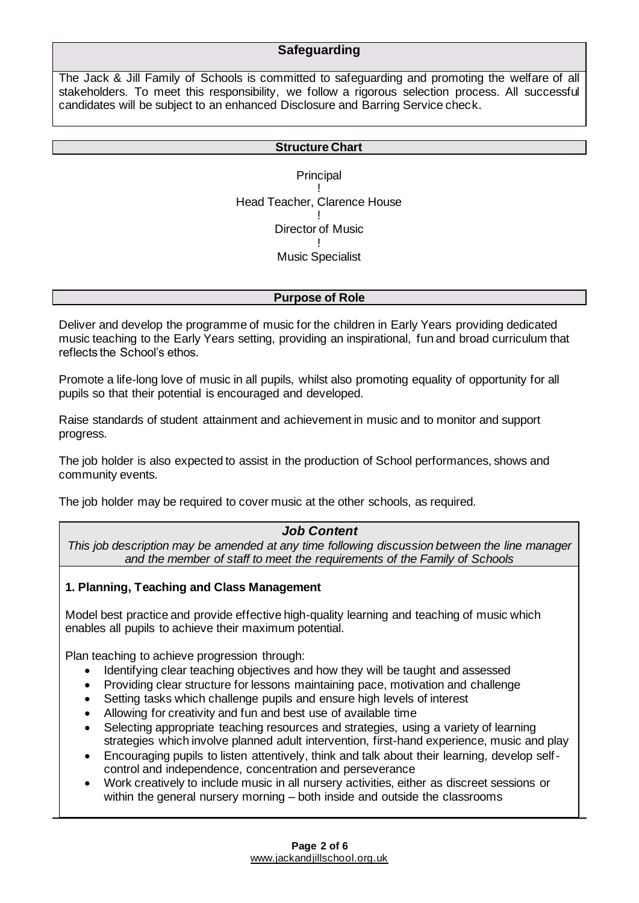## Safeguarding

The Jack & Jill Family of Schools is committed to safeguarding and promoting the welfare of all stakeholders. To meet this responsibility, we follow a rigorous selection process. All successful candidates will be subject to an enhanced Disclosure and Barring Service check.

## Structure Chart

Principal
!
Head Teacher, Clarence House
!
Director of Music
!
Music Specialist

## Purpose of Role

Deliver and develop the programme of music for the children in Early Years providing dedicated music teaching to the Early Years setting, providing an inspirational, fun and broad curriculum that reflects the School's ethos.

Promote a life-long love of music in all pupils, whilst also promoting equality of opportunity for all pupils so that their potential is encouraged and developed.

Raise standards of student attainment and achievement in music and to monitor and support progress.

The job holder is also expected to assist in the production of School performances, shows and community events.

The job holder may be required to cover music at the other schools, as required.

## *Job Content*

*This job description may be amended at any time following discussion between the line manager and the member of staff to meet the requirements of the Family of Schools*

### 1. Planning, Teaching and Class Management

Model best practice and provide effective high-quality learning and teaching of music which enables all pupils to achieve their maximum potential.

Plan teaching to achieve progression through:

- Identifying clear teaching objectives and how they will be taught and assessed
- Providing clear structure for lessons maintaining pace, motivation and challenge
- Setting tasks which challenge pupils and ensure high levels of interest
- Allowing for creativity and fun and best use of available time
- Selecting appropriate teaching resources and strategies, using a variety of learning strategies which involve planned adult intervention, first-hand experience, music and play
- Encouraging pupils to listen attentively, think and talk about their learning, develop self-control and independence, concentration and perseverance
- Work creatively to include music in all nursery activities, either as discreet sessions or within the general nursery morning – both inside and outside the classrooms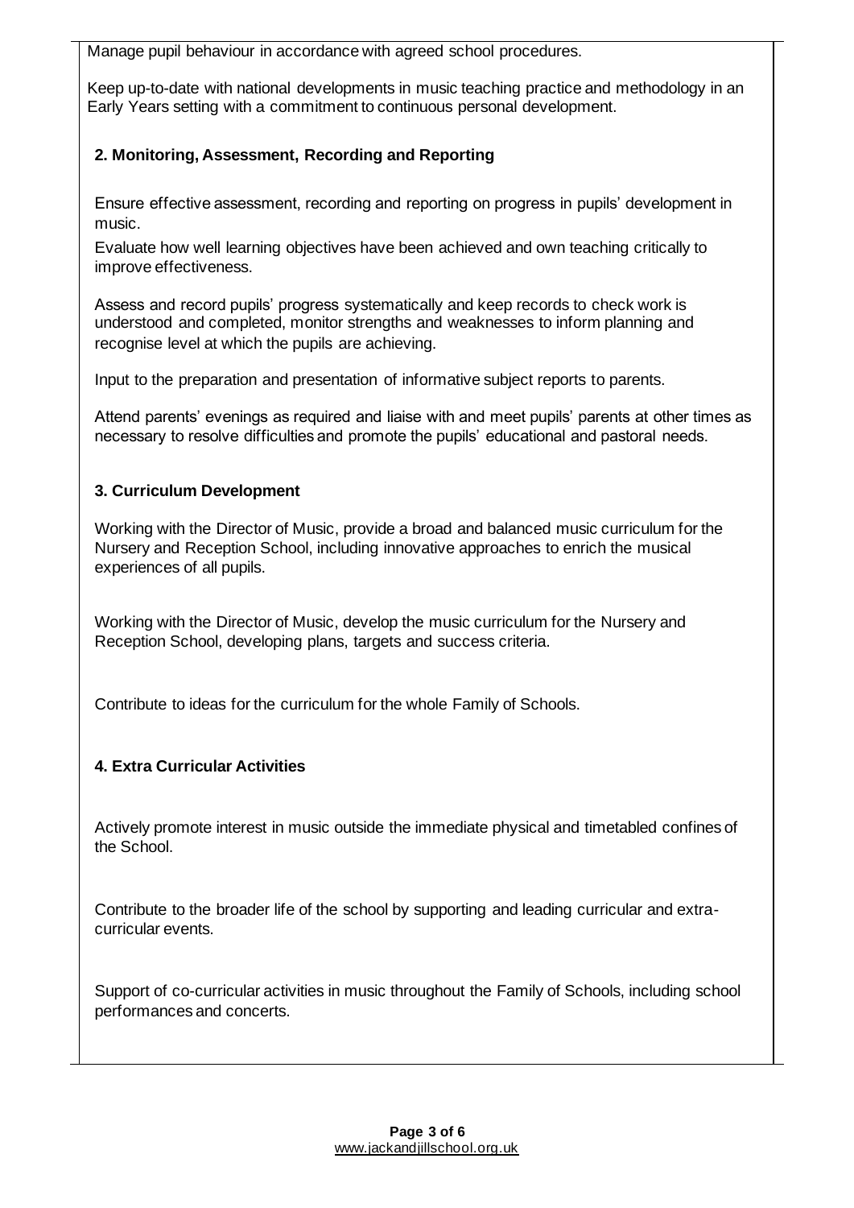Manage pupil behaviour in accordance with agreed school procedures.

Keep up-to-date with national developments in music teaching practice and methodology in an Early Years setting with a commitment to continuous personal development.

### 2. Monitoring, Assessment, Recording and Reporting

Ensure effective assessment, recording and reporting on progress in pupils' development in music.

Evaluate how well learning objectives have been achieved and own teaching critically to improve effectiveness.

Assess and record pupils' progress systematically and keep records to check work is understood and completed, monitor strengths and weaknesses to inform planning and recognise level at which the pupils are achieving.

Input to the preparation and presentation of informative subject reports to parents.

Attend parents' evenings as required and liaise with and meet pupils' parents at other times as necessary to resolve difficulties and promote the pupils' educational and pastoral needs.

### 3. Curriculum Development

Working with the Director of Music, provide a broad and balanced music curriculum for the Nursery and Reception School, including innovative approaches to enrich the musical experiences of all pupils.

Working with the Director of Music, develop the music curriculum for the Nursery and Reception School, developing plans, targets and success criteria.

Contribute to ideas for the curriculum for the whole Family of Schools.

### 4. Extra Curricular Activities

Actively promote interest in music outside the immediate physical and timetabled confines of the School.

Contribute to the broader life of the school by supporting and leading curricular and extra-curricular events.

Support of co-curricular activities in music throughout the Family of Schools, including school performances and concerts.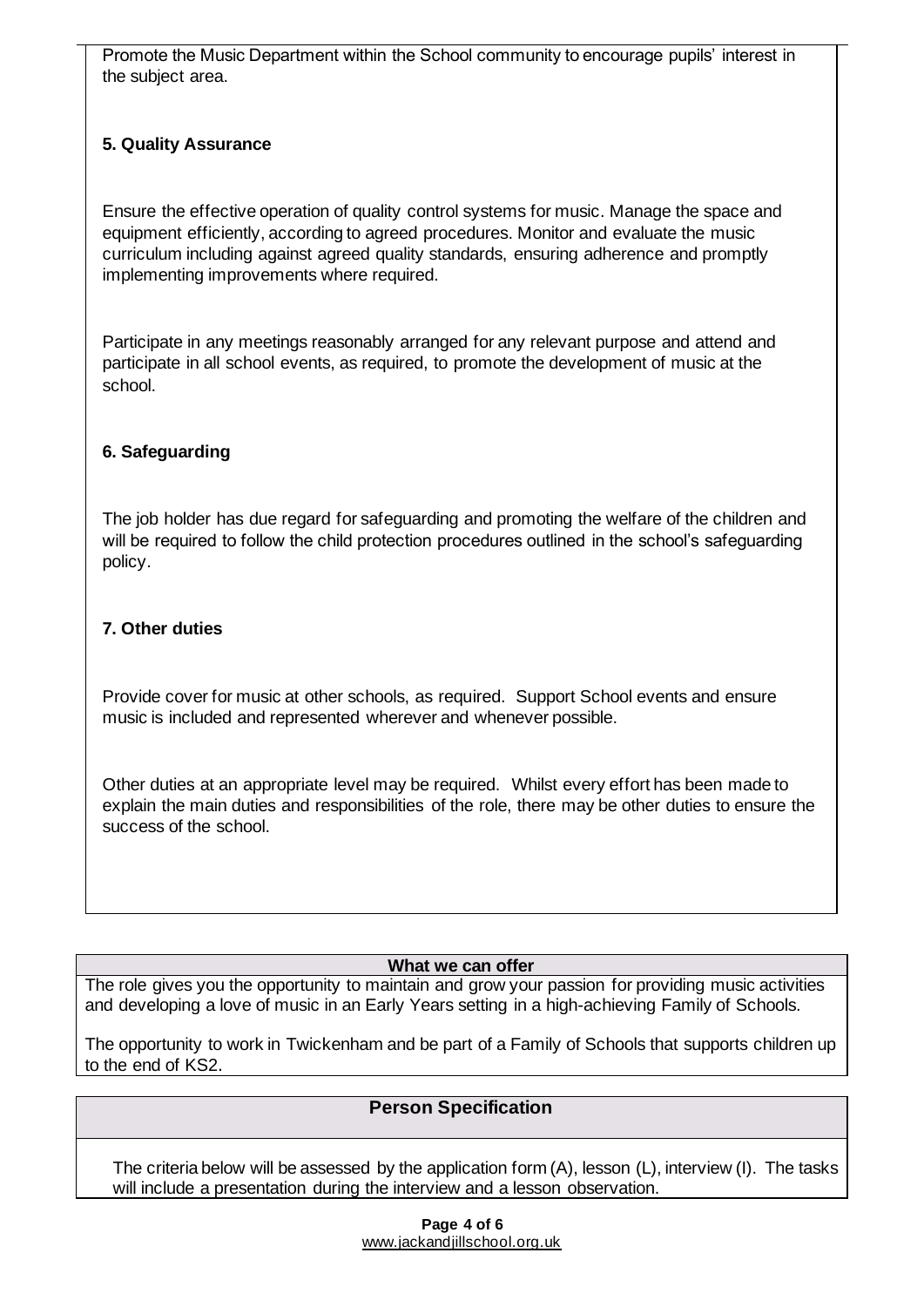Promote the Music Department within the School community to encourage pupils' interest in the subject area.

**5. Quality Assurance**

Ensure the effective operation of quality control systems for music. Manage the space and equipment efficiently, according to agreed procedures. Monitor and evaluate the music curriculum including against agreed quality standards, ensuring adherence and promptly implementing improvements where required.

Participate in any meetings reasonably arranged for any relevant purpose and attend and participate in all school events, as required, to promote the development of music at the school.

**6. Safeguarding**

The job holder has due regard for safeguarding and promoting the welfare of the children and will be required to follow the child protection procedures outlined in the school's safeguarding policy.

**7. Other duties**

Provide cover for music at other schools, as required. Support School events and ensure music is included and represented wherever and whenever possible.

Other duties at an appropriate level may be required. Whilst every effort has been made to explain the main duties and responsibilities of the role, there may be other duties to ensure the success of the school.

**What we can offer**

The role gives you the opportunity to maintain and grow your passion for providing music activities and developing a love of music in an Early Years setting in a high-achieving Family of Schools.

The opportunity to work in Twickenham and be part of a Family of Schools that supports children up to the end of KS2.

## Person Specification

The criteria below will be assessed by the application form (A), lesson (L), interview (I). The tasks will include a presentation during the interview and a lesson observation.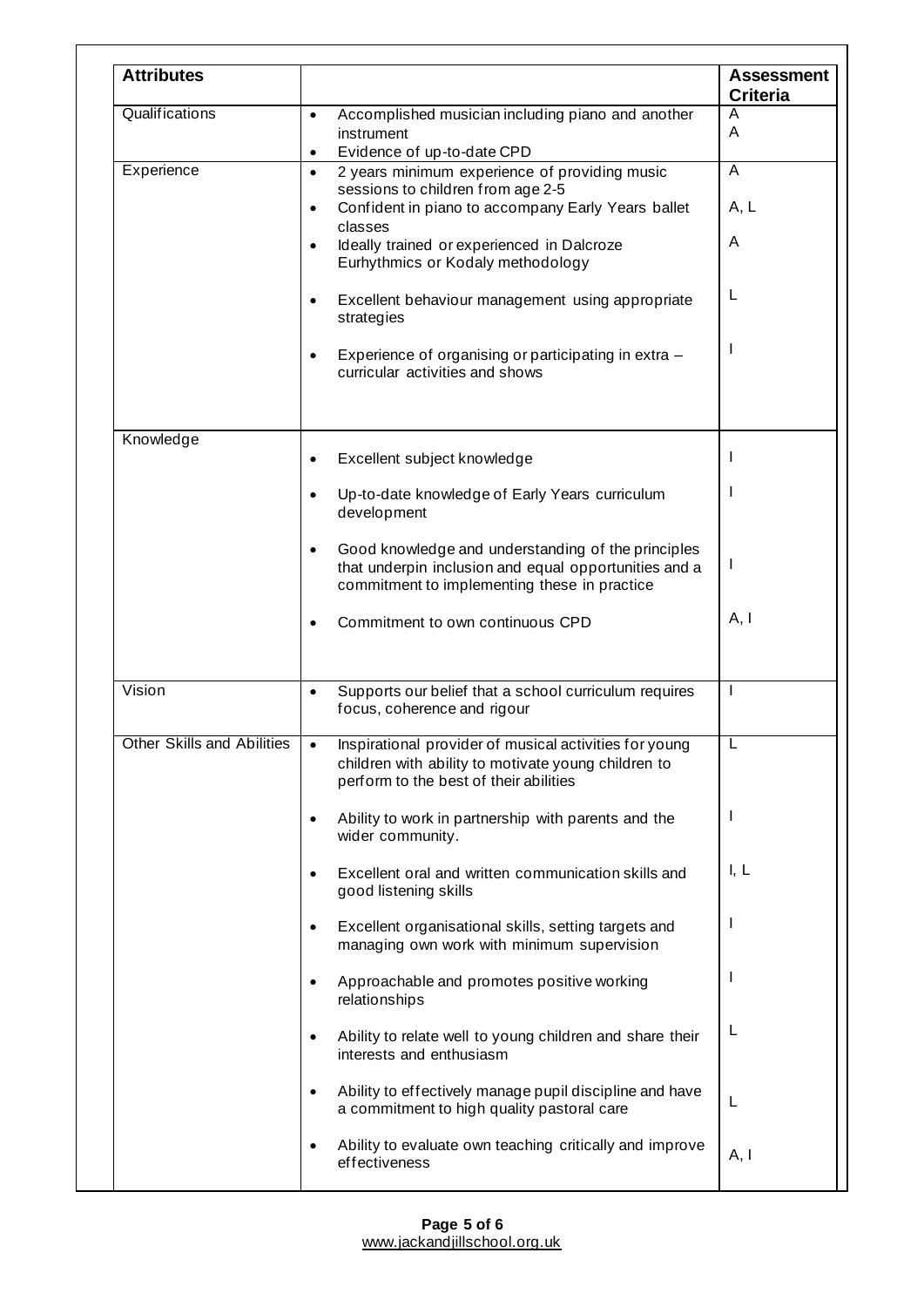| Attributes | | Assessment Criteria |
|---|---|---|
| Qualifications | • Accomplished musician including piano and another instrument<br>• Evidence of up-to-date CPD | A<br>A |
| Experience | • 2 years minimum experience of providing music sessions to children from age 2-5<br>• Confident in piano to accompany Early Years ballet classes<br>• Ideally trained or experienced in Dalcroze Eurhythmics or Kodaly methodology<br>• Excellent behaviour management using appropriate strategies<br>• Experience of organising or participating in extra – curricular activities and shows | A<br>A, L<br>A<br>L<br>I |
| Knowledge | • Excellent subject knowledge<br>• Up-to-date knowledge of Early Years curriculum development<br>• Good knowledge and understanding of the principles that underpin inclusion and equal opportunities and a commitment to implementing these in practice<br>• Commitment to own continuous CPD | I<br>I<br>I<br>A, I |
| Vision | • Supports our belief that a school curriculum requires focus, coherence and rigour | I |
| Other Skills and Abilities | • Inspirational provider of musical activities for young children with ability to motivate young children to perform to the best of their abilities<br>• Ability to work in partnership with parents and the wider community.<br>• Excellent oral and written communication skills and good listening skills<br>• Excellent organisational skills, setting targets and managing own work with minimum supervision<br>• Approachable and promotes positive working relationships<br>• Ability to relate well to young children and share their interests and enthusiasm<br>• Ability to effectively manage pupil discipline and have a commitment to high quality pastoral care<br>• Ability to evaluate own teaching critically and improve effectiveness | L<br>I<br>I, L<br>I<br>I<br>L<br>L<br>A, I |

www.jackandjillschool.org.uk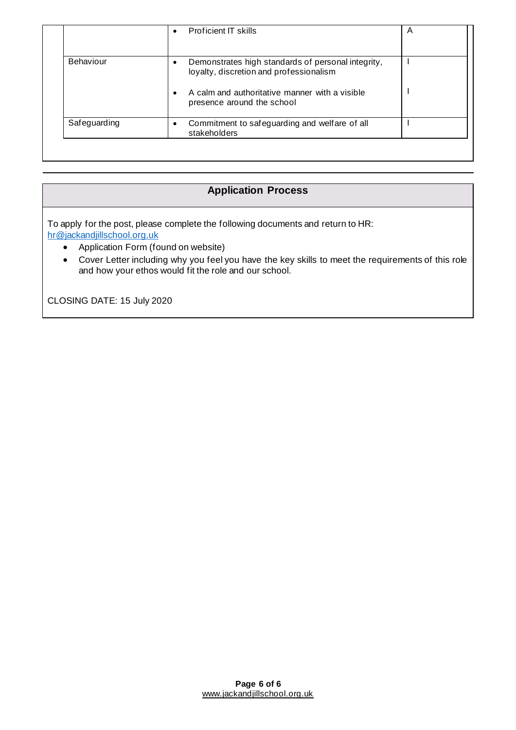| | | |
|---|---|---|
| | • Proficient IT skills | A |
| Behaviour | • Demonstrates high standards of personal integrity, loyalty, discretion and professionalism<br>• A calm and authoritative manner with a visible presence around the school | I<br><br>I |
| Safeguarding | • Commitment to safeguarding and welfare of all stakeholders | I |

## Application Process

To apply for the post, please complete the following documents and return to HR: hr@jackandjillschool.org.uk

- Application Form (found on website)
- Cover Letter including why you feel you have the key skills to meet the requirements of this role and how your ethos would fit the role and our school.

CLOSING DATE: 15 July 2020